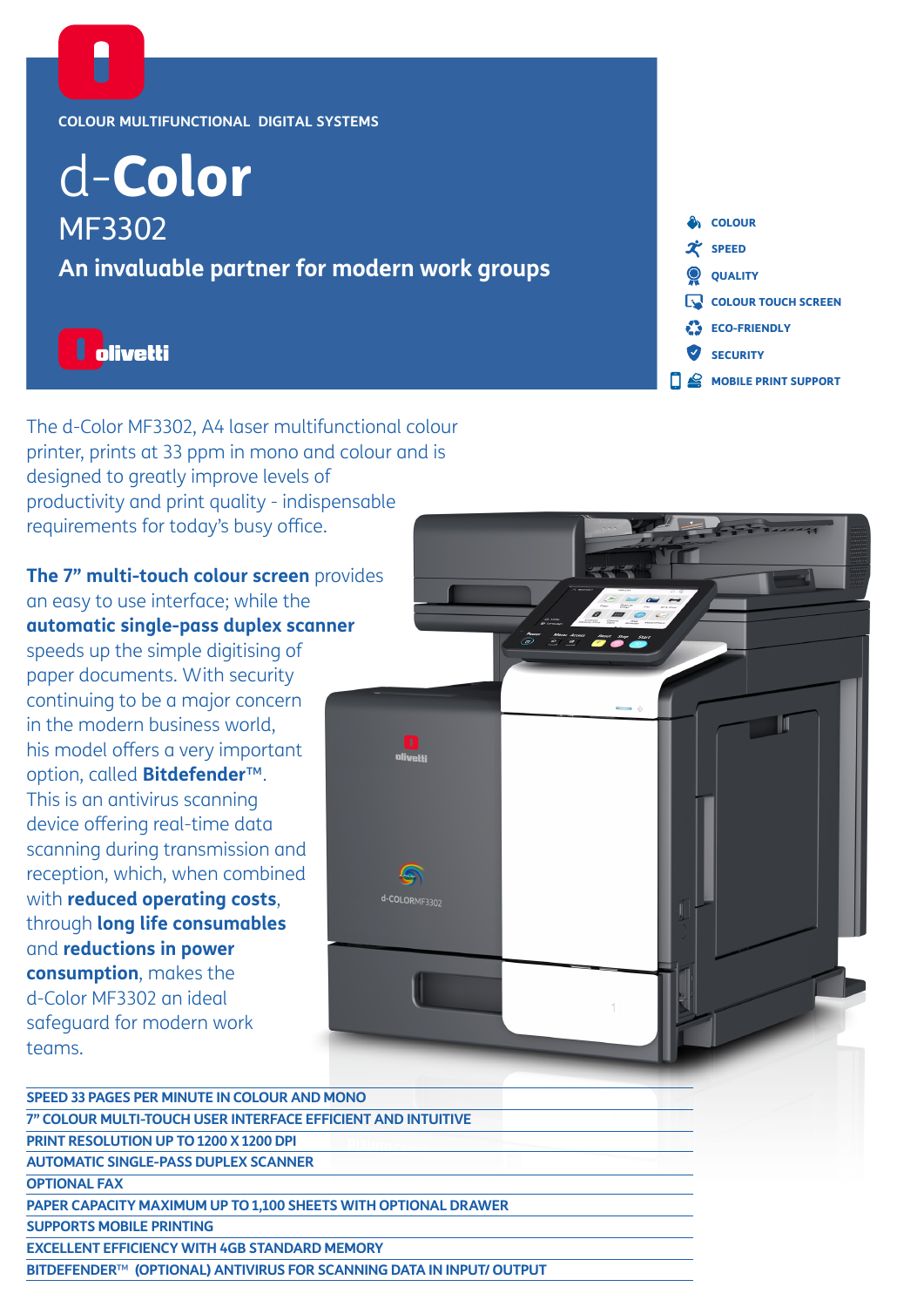COLOUR MULTIFUNCTIONAL DIGITAL SYSTEMS

# d-**Color**

## MF3302

### An invaluable partner for modern work groups

- COLOUR
- SPEED
- QUALITY
- COLOUR TOUCH SCREEN
- ECO-FRIENDLY
- SECURITY
- MOBILE PRINT SUPPORT

The d-Color MF3302, A4 laser multifunctional colour printer, prints at 33 ppm in mono and colour and is designed to greatly improve levels of productivity and print quality - indispensable requirements for today's busy office.

**The 7" multi-touch colour screen** provides an easy to use interface; while the **automatic single-pass duplex scanner** speeds up the simple digitising of paper documents. With security continuing to be a major concern in the modern business world, his model offers a very important option, called **Bitdefender™**. This is an antivirus scanning device offering real-time data scanning during transmission and reception, which, when combined with **reduced operating costs**, through **long life consumables** and **reductions in power consumption**, makes the d-Color MF3302 an ideal safeguard for modern work teams.

- SPEED 33 PAGES PER MINUTE IN COLOUR AND MONO
- 7" COLOUR MULTI-TOUCH USER INTERFACE EFFICIENT AND INTUITIVE
- PRINT RESOLUTION UP TO 1200 X 1200 DPI
- AUTOMATIC SINGLE-PASS DUPLEX SCANNER
- OPTIONAL FAX
- PAPER CAPACITY MAXIMUM UP TO 1,100 SHEETS WITH OPTIONAL DRAWER
- SUPPORTS MOBILE PRINTING
- EXCELLENT EFFICIENCY WITH 4GB STANDARD MEMORY
- BITDEFENDER™ (OPTIONAL) ANTIVIRUS FOR SCANNING DATA IN INPUT/ OUTPUT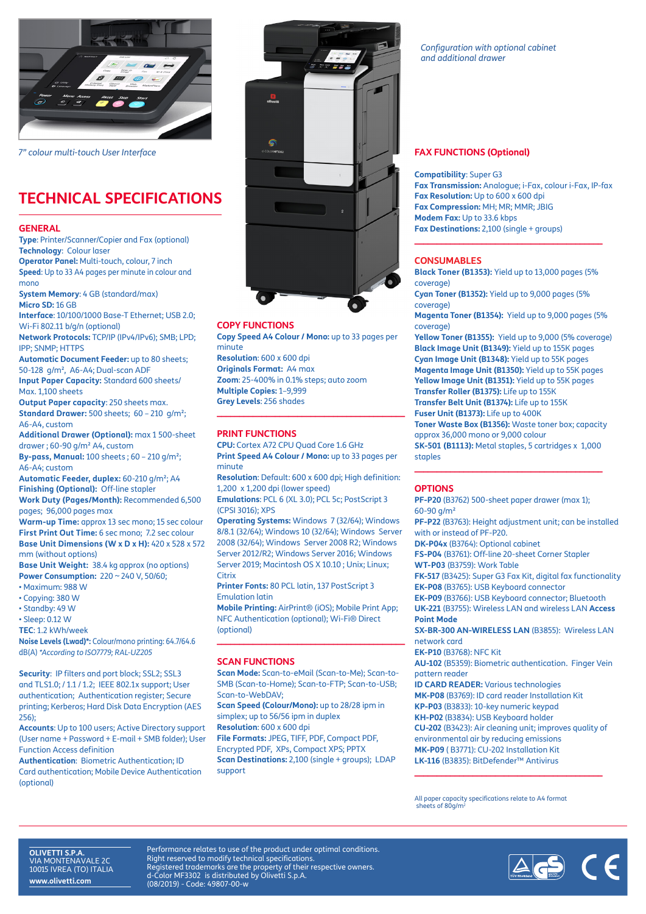7" colour multi-touch User Interface

# TECHNICAL SPECIFICATIONS

## GENERAL

**Type**: Printer/Scanner/Copier and Fax (optional)
**Technology**: Colour laser
**Operator Panel:** Multi-touch, colour, 7 inch
**Speed**: Up to 33 A4 pages per minute in colour and mono
**System Memory**: 4 GB (standard/max)
**Micro SD:** 16 GB
**Interface**: 10/100/1000 Base-T Ethernet; USB 2.0; Wi-Fi 802.11 b/g/n (optional)
**Network Protocols:** TCP/IP (IPv4/IPv6); SMB; LPD; IPP; SNMP; HTTPS
**Automatic Document Feeder:** up to 80 sheets; 50-128 g/m², A6-A4; Dual-scan ADF
**Input Paper Capacity:** Standard 600 sheets/ Max. 1,100 sheets
**Output Paper capacity**: 250 sheets max.
**Standard Drawer:** 500 sheets; 60 – 210 g/m²; A6-A4, custom
**Additional Drawer (Optional):** max 1 500-sheet drawer ; 60-90 g/m² A4, custom
**By-pass, Manual:** 100 sheets ; 60 – 210 g/m²; A6-A4; custom
**Automatic Feeder, duplex:** 60-210 g/m²; A4
**Finishing (Optional):** Off-line stapler
**Work Duty (Pages/Month):** Recommended 6,500 pages; 96,000 pages max
**Warm-up Time:** approx 13 sec mono; 15 sec colour
**First Print Out Time:** 6 sec mono; 7.2 sec colour
**Base Unit Dimensions (W x D x H):** 420 x 528 x 572 mm (without options)
**Base Unit Weight:** 38.4 kg approx (no options)
**Power Consumption:** 220 ~ 240 V, 50/60;
- Maximum: 988 W
- Copying: 380 W
- Standby: 49 W
- Sleep: 0.12 W

**TEC**: 1.2 kWh/week
**Noise Levels (Lwad)*:** Colour/mono printing: 64.7/64.6 dB(A) *According to ISO7779; RAL-UZ205*

**Security**: IP filters and port block; SSL2; SSL3 and TLS1.0; / 1.1 / 1.2; IEEE 802.1x support; User authentication; Authentication register; Secure printing; Kerberos; Hard Disk Data Encryption (AES 256);
**Accounts**: Up to 100 users; Active Directory support (User name + Password + E-mail + SMB folder); User Function Access definition
**Authentication**: Biometric Authentication; ID Card authentication; Mobile Device Authentication (optional)

## COPY FUNCTIONS

**Copy Speed A4 Colour / Mono:** up to 33 pages per minute
**Resolution**: 600 x 600 dpi
**Originals Format:** A4 max
**Zoom:** 25-400% in 0.1% steps; auto zoom
**Multiple Copies:** 1–9,999
**Grey Levels**: 256 shades

## PRINT FUNCTIONS

**CPU:** Cortex A72 CPU Quad Core 1.6 GHz
**Print Speed A4 Colour / Mono:** up to 33 pages per minute
**Resolution**: Default: 600 x 600 dpi; High definition: 1,200 x 1,200 dpi (lower speed)
**Emulations**: PCL 6 (XL 3.0); PCL 5c; PostScript 3 (CPSI 3016); XPS
**Operating Systems:** Windows 7 (32/64); Windows 8/8.1 (32/64); Windows 10 (32/64); Windows Server 2008 (32/64); Windows Server 2008 R2; Windows Server 2012/R2; Windows Server 2016; Windows Server 2019; Macintosh OS X 10.10 ; Unix; Linux; Citrix
**Printer Fonts:** 80 PCL latin, 137 PostScript 3 Emulation latin
**Mobile Printing:** AirPrint® (iOS); Mobile Print App; NFC Authentication (optional); Wi-Fi® Direct (optional)

## SCAN FUNCTIONS

**Scan Mode:** Scan-to-eMail (Scan-to-Me); Scan-to-SMB (Scan-to-Home); Scan-to-FTP; Scan-to-USB; Scan-to-WebDAV;
**Scan Speed (Colour/Mono):** up to 28/28 ipm in simplex; up to 56/56 ipm in duplex
**Resolution:** 600 x 600 dpi
**File Formats:** JPEG, TIFF, PDF, Compact PDF, Encrypted PDF, XPs, Compact XPS; PPTX
**Scan Destinations:** 2,100 (single + groups); LDAP support

*Configuration with optional cabinet and additional drawer*

## FAX FUNCTIONS (Optional)

**Compatibility**: Super G3
**Fax Transmission:** Analogue; i-Fax, colour i-Fax, IP-fax
**Fax Resolution:** Up to 600 x 600 dpi
**Fax Compression:** MH; MR; MMR; JBIG
**Modem Fax:** Up to 33.6 kbps
**Fax Destinations:** 2,100 (single + groups)

## CONSUMABLES

**Black Toner (B1353):** Yield up to 13,000 pages (5% coverage)
**Cyan Toner (B1352):** Yield up to 9,000 pages (5% coverage)
**Magenta Toner (B1354):** Yield up to 9,000 pages (5% coverage)
**Yellow Toner (B1355):** Yield up to 9,000 (5% coverage)
**Black Image Unit (B1349):** Yield up to 155K pages
**Cyan Image Unit (B1348):** Yield up to 55K pages
**Magenta Image Unit (B1350):** Yield up to 55K pages
**Yellow Image Unit (B1351):** Yield up to 55K pages
**Transfer Roller (B1375):** Life up to 155K
**Transfer Belt Unit (B1374):** Life up to 155K
**Fuser Unit (B1373):** Life up to 400K
**Toner Waste Box (B1356):** Waste toner box; capacity approx 36,000 mono or 9,000 colour
**SK-501 (B1113):** Metal staples, 5 cartridges x 1,000 staples

## OPTIONS

**PF-P20** (B3762) 500-sheet paper drawer (max 1); 60-90 g/m²
**PF-P22** (B3763): Height adjustment unit; can be installed with or instead of PF-P20.
**DK-P04x** (B3764): Optional cabinet
**FS-P04** (B3761): Off-line 20-sheet Corner Stapler
**WT-P03** (B3759): Work Table
**FK-517** (B3425): Super G3 Fax Kit, digital fax functionality
**EK-P08** (B3765): USB Keyboard connector
**EK-P09** (B3766): USB Keyboard connector; Bluetooth
**UK-221** (B3755): Wireless LAN and wireless LAN **Access Point Mode**
**SX-BR-300 AN-WIRELESS LAN** (B3855): Wireless LAN network card
**EK-P10** (B3768): NFC Kit
**AU-102** (B5359): Biometric authentication. Finger Vein pattern reader
**ID CARD READER:** Various technologies
**MK-P08** (B3769): ID card reader Installation Kit
**KP-P03** (B3833): 10-key numeric keypad
**KH-P02** (B3834): USB Keyboard holder
**CU-202** (B3423): Air cleaning unit; improves quality of environmental air by reducing emissions
**MK-P09** ( B3771): CU-202 Installation Kit
**LK-116** (B3835): BitDefender™ Antivirus

All paper capacity specifications relate to A4 format sheets of 80g/m²

**OLIVETTI S.P.A.**
VIA MONTENAVALE 2C
10015 IVREA (TO) ITALIA
**www.olivetti.com**

Performance relates to use of the product under optimal conditions.
Right reserved to modify technical specifications.
Registered trademarks are the property of their respective owners.
d-Color MF3302 is distributed by Olivetti S.p.A.
(08/2019) - Code: 49807-00-w